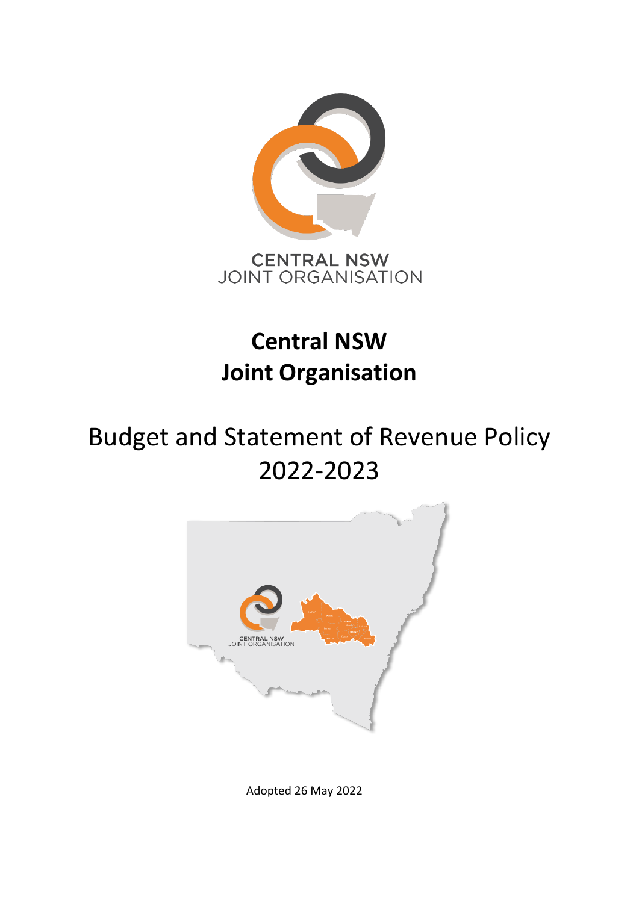CENTRAL NSW
JOINT ORGANISATION

# Central NSW Joint Organisation

# Budget and Statement of Revenue Policy 2022-2023

Adopted 26 May 2022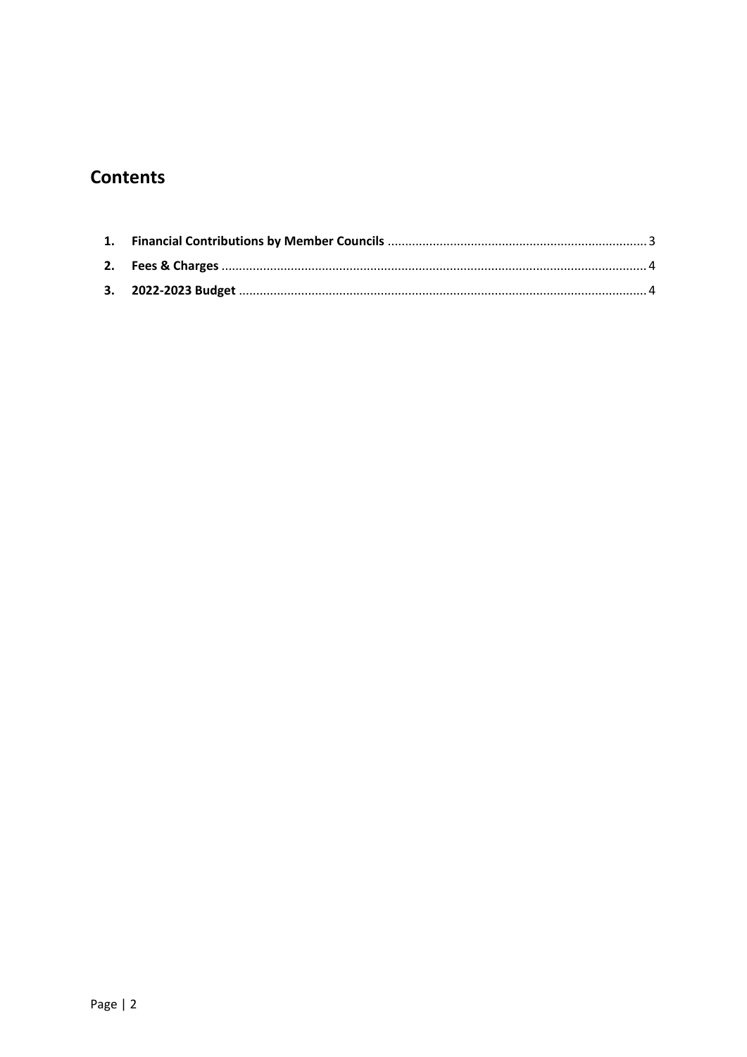## Contents

1. **Financial Contributions by Member Councils** .......... 3
2. **Fees & Charges** .......... 4
3. **2022-2023 Budget** .......... 4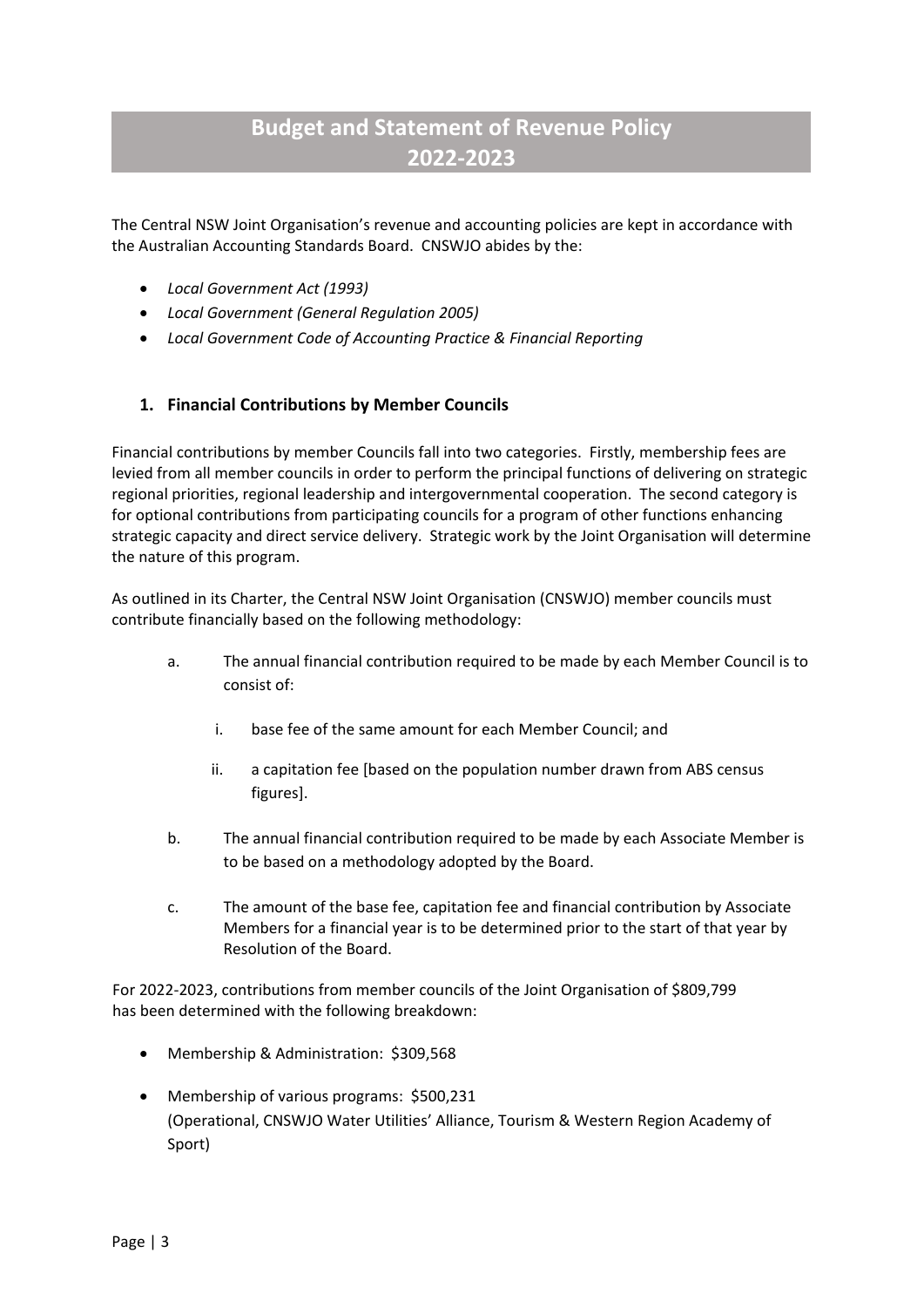# Budget and Statement of Revenue Policy 2022-2023

The Central NSW Joint Organisation's revenue and accounting policies are kept in accordance with the Australian Accounting Standards Board. CNSWJO abides by the:

- *Local Government Act (1993)*
- *Local Government (General Regulation 2005)*
- *Local Government Code of Accounting Practice & Financial Reporting*

## 1. Financial Contributions by Member Councils

Financial contributions by member Councils fall into two categories. Firstly, membership fees are levied from all member councils in order to perform the principal functions of delivering on strategic regional priorities, regional leadership and intergovernmental cooperation. The second category is for optional contributions from participating councils for a program of other functions enhancing strategic capacity and direct service delivery. Strategic work by the Joint Organisation will determine the nature of this program.

As outlined in its Charter, the Central NSW Joint Organisation (CNSWJO) member councils must contribute financially based on the following methodology:

a. The annual financial contribution required to be made by each Member Council is to consist of:

   i. base fee of the same amount for each Member Council; and

   ii. a capitation fee [based on the population number drawn from ABS census figures].

b. The annual financial contribution required to be made by each Associate Member is to be based on a methodology adopted by the Board.

c. The amount of the base fee, capitation fee and financial contribution by Associate Members for a financial year is to be determined prior to the start of that year by Resolution of the Board.

For 2022-2023, contributions from member councils of the Joint Organisation of $809,799 has been determined with the following breakdown:

- Membership & Administration: $309,568
- Membership of various programs: $500,231
  (Operational, CNSWJO Water Utilities' Alliance, Tourism & Western Region Academy of Sport)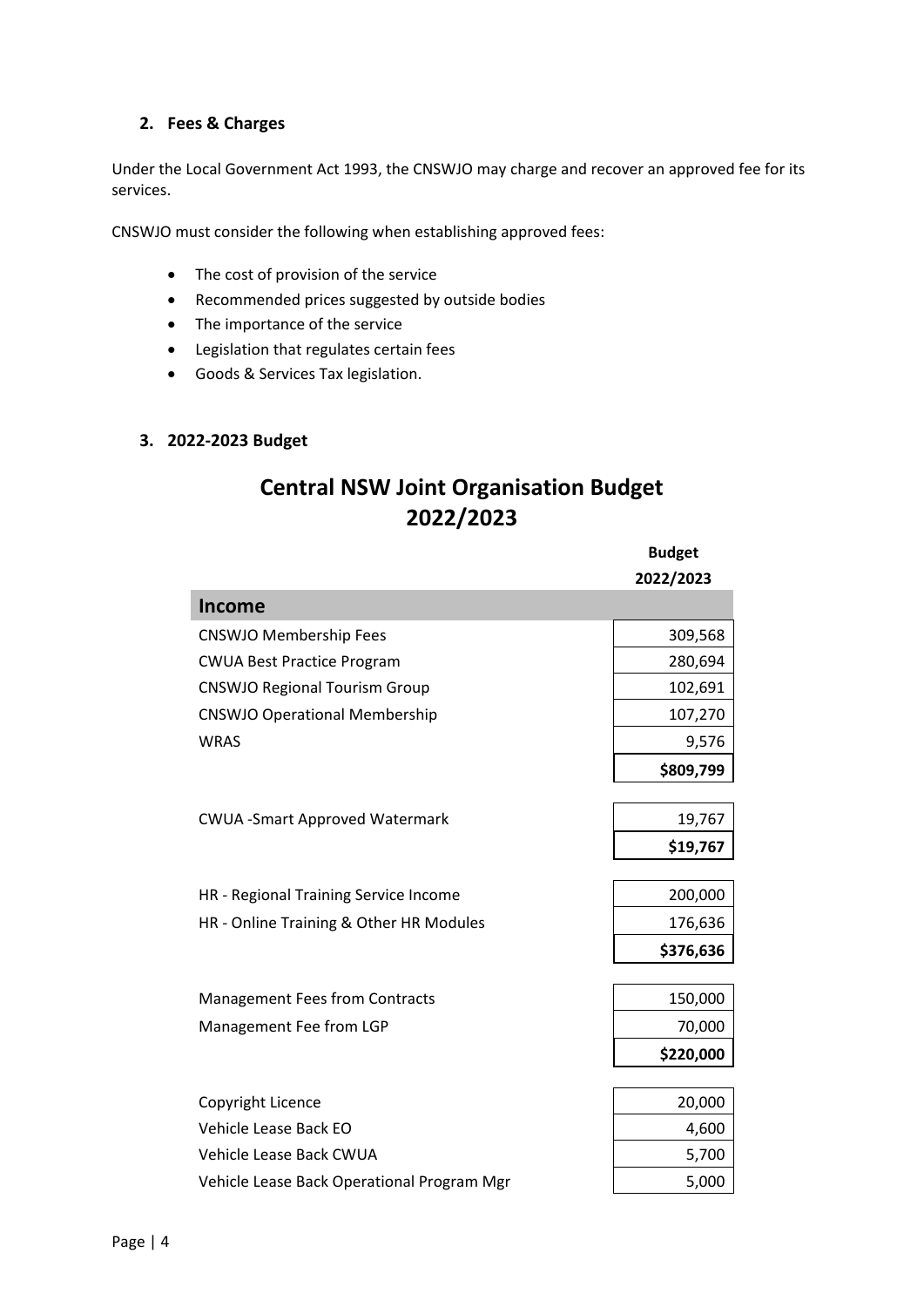**2. Fees & Charges**

Under the Local Government Act 1993, the CNSWJO may charge and recover an approved fee for its services.

CNSWJO must consider the following when establishing approved fees:

- The cost of provision of the service
- Recommended prices suggested by outside bodies
- The importance of the service
- Legislation that regulates certain fees
- Goods & Services Tax legislation.

**3. 2022-2023 Budget**

# Central NSW Joint Organisation Budget 2022/2023

| | Budget 2022/2023 |
|---|---|
| **Income** | |
| CNSWJO Membership Fees | 309,568 |
| CWUA Best Practice Program | 280,694 |
| CNSWJO Regional Tourism Group | 102,691 |
| CNSWJO Operational Membership | 107,270 |
| WRAS | 9,576 |
| | **$809,799** |
| | |
| CWUA -Smart Approved Watermark | 19,767 |
| | **$19,767** |
| | |
| HR - Regional Training Service Income | 200,000 |
| HR - Online Training & Other HR Modules | 176,636 |
| | **$376,636** |
| | |
| Management Fees from Contracts | 150,000 |
| Management Fee from LGP | 70,000 |
| | **$220,000** |
| | |
| Copyright Licence | 20,000 |
| Vehicle Lease Back EO | 4,600 |
| Vehicle Lease Back CWUA | 5,700 |
| Vehicle Lease Back Operational Program Mgr | 5,000 |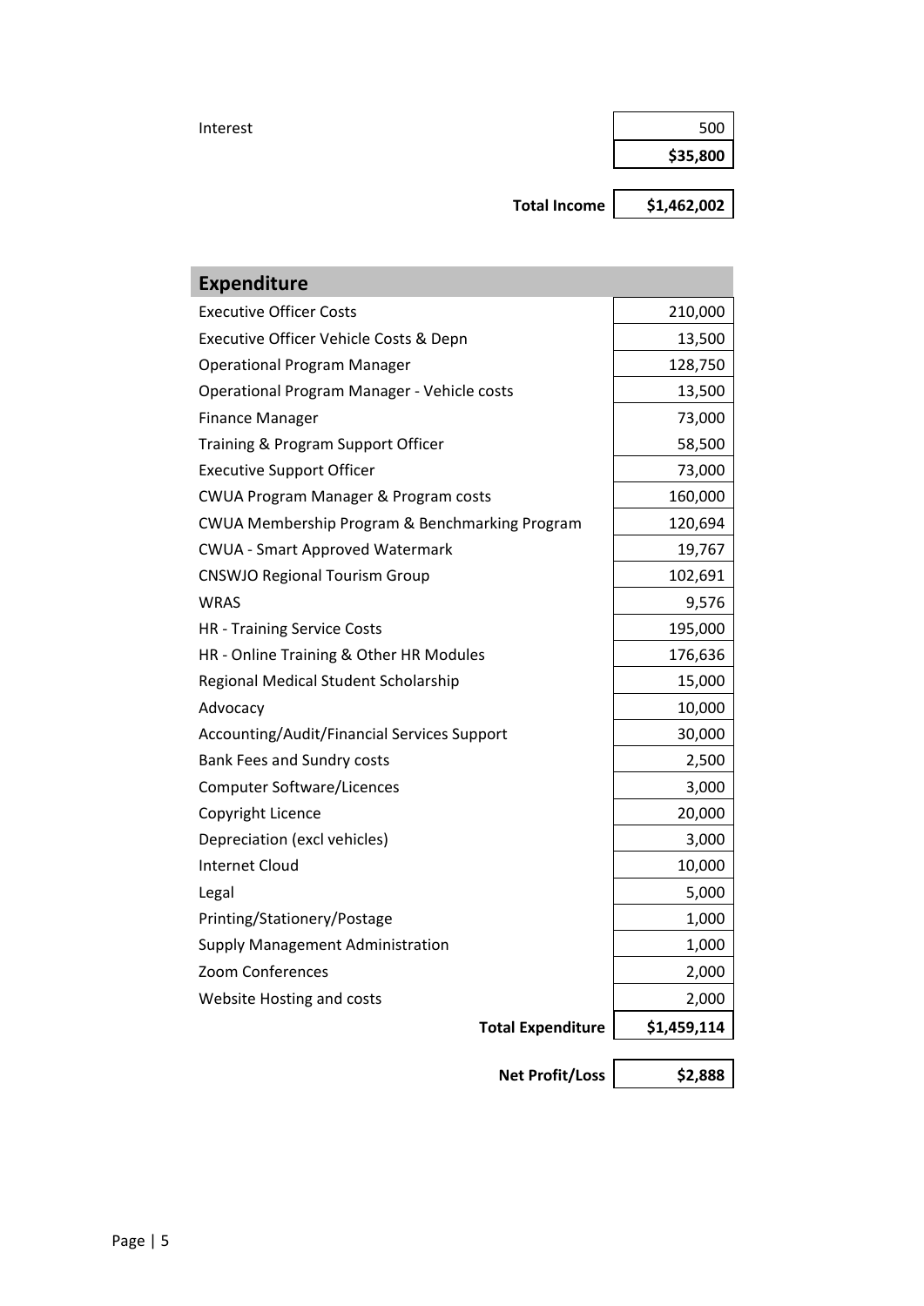| | |
|---|---|
| Interest | 500 |
| | **$35,800** |
| **Total Income** | **$1,462,002** |

| **Expenditure** | |
|---|---|
| Executive Officer Costs | 210,000 |
| Executive Officer Vehicle Costs & Depn | 13,500 |
| Operational Program Manager | 128,750 |
| Operational Program Manager - Vehicle costs | 13,500 |
| Finance Manager | 73,000 |
| Training & Program Support Officer | 58,500 |
| Executive Support Officer | 73,000 |
| CWUA Program Manager & Program costs | 160,000 |
| CWUA Membership Program & Benchmarking Program | 120,694 |
| CWUA - Smart Approved Watermark | 19,767 |
| CNSWJO Regional Tourism Group | 102,691 |
| WRAS | 9,576 |
| HR - Training Service Costs | 195,000 |
| HR - Online Training & Other HR Modules | 176,636 |
| Regional Medical Student Scholarship | 15,000 |
| Advocacy | 10,000 |
| Accounting/Audit/Financial Services Support | 30,000 |
| Bank Fees and Sundry costs | 2,500 |
| Computer Software/Licences | 3,000 |
| Copyright Licence | 20,000 |
| Depreciation (excl vehicles) | 3,000 |
| Internet Cloud | 10,000 |
| Legal | 5,000 |
| Printing/Stationery/Postage | 1,000 |
| Supply Management Administration | 1,000 |
| Zoom Conferences | 2,000 |
| Website Hosting and costs | 2,000 |
| **Total Expenditure** | **$1,459,114** |
| **Net Profit/Loss** | **$2,888** |